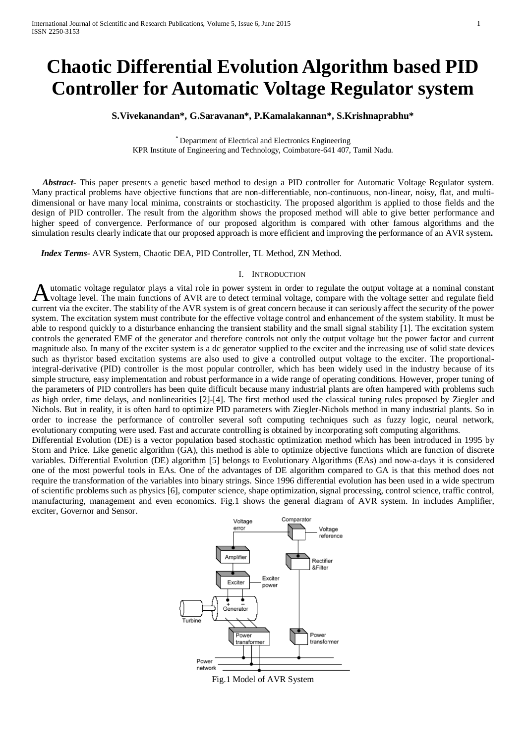# Chaotic Differential Evolution Algorithm based PID Controller for Automatic Voltage Regulator system

**S.Vivekanandan*, G.Saravanan*, P.Kamalakannan*, S.Krishnaprabhu***

* Department of Electrical and Electronics Engineering
KPR Institute of Engineering and Technology, Coimbatore-641 407, Tamil Nadu.

***Abstract-*** This paper presents a genetic based method to design a PID controller for Automatic Voltage Regulator system. Many practical problems have objective functions that are non-differentiable, non-continuous, non-linear, noisy, flat, and multi-dimensional or have many local minima, constraints or stochasticity. The proposed algorithm is applied to those fields and the design of PID controller. The result from the algorithm shows the proposed method will able to give better performance and higher speed of convergence. Performance of our proposed algorithm is compared with other famous algorithms and the simulation results clearly indicate that our proposed approach is more efficient and improving the performance of an AVR system**.**

***Index Terms***- AVR System, Chaotic DEA, PID Controller, TL Method, ZN Method.

## I. Introduction

Automatic voltage regulator plays a vital role in power system in order to regulate the output voltage at a nominal constant voltage level. The main functions of AVR are to detect terminal voltage, compare with the voltage setter and regulate field current via the exciter. The stability of the AVR system is of great concern because it can seriously affect the security of the power system. The excitation system must contribute for the effective voltage control and enhancement of the system stability. It must be able to respond quickly to a disturbance enhancing the transient stability and the small signal stability [1]. The excitation system controls the generated EMF of the generator and therefore controls not only the output voltage but the power factor and current magnitude also. In many of the exciter system is a dc generator supplied to the exciter and the increasing use of solid state devices such as thyristor based excitation systems are also used to give a controlled output voltage to the exciter. The proportional-integral-derivative (PID) controller is the most popular controller, which has been widely used in the industry because of its simple structure, easy implementation and robust performance in a wide range of operating conditions. However, proper tuning of the parameters of PID controllers has been quite difficult because many industrial plants are often hampered with problems such as high order, time delays, and nonlinearities [2]-[4]. The first method used the classical tuning rules proposed by Ziegler and Nichols. But in reality, it is often hard to optimize PID parameters with Ziegler-Nichols method in many industrial plants. So in order to increase the performance of controller several soft computing techniques such as fuzzy logic, neural network, evolutionary computing were used. Fast and accurate controlling is obtained by incorporating soft computing algorithms.

Differential Evolution (DE) is a vector population based stochastic optimization method which has been introduced in 1995 by Storn and Price. Like genetic algorithm (GA), this method is able to optimize objective functions which are function of discrete variables. Differential Evolution (DE) algorithm [5] belongs to Evolutionary Algorithms (EAs) and now-a-days it is considered one of the most powerful tools in EAs. One of the advantages of DE algorithm compared to GA is that this method does not require the transformation of the variables into binary strings. Since 1996 differential evolution has been used in a wide spectrum of scientific problems such as physics [6], computer science, shape optimization, signal processing, control science, traffic control, manufacturing, management and even economics. Fig.1 shows the general diagram of AVR system. In includes Amplifier, exciter, Governor and Sensor.

Fig.1 Model of AVR System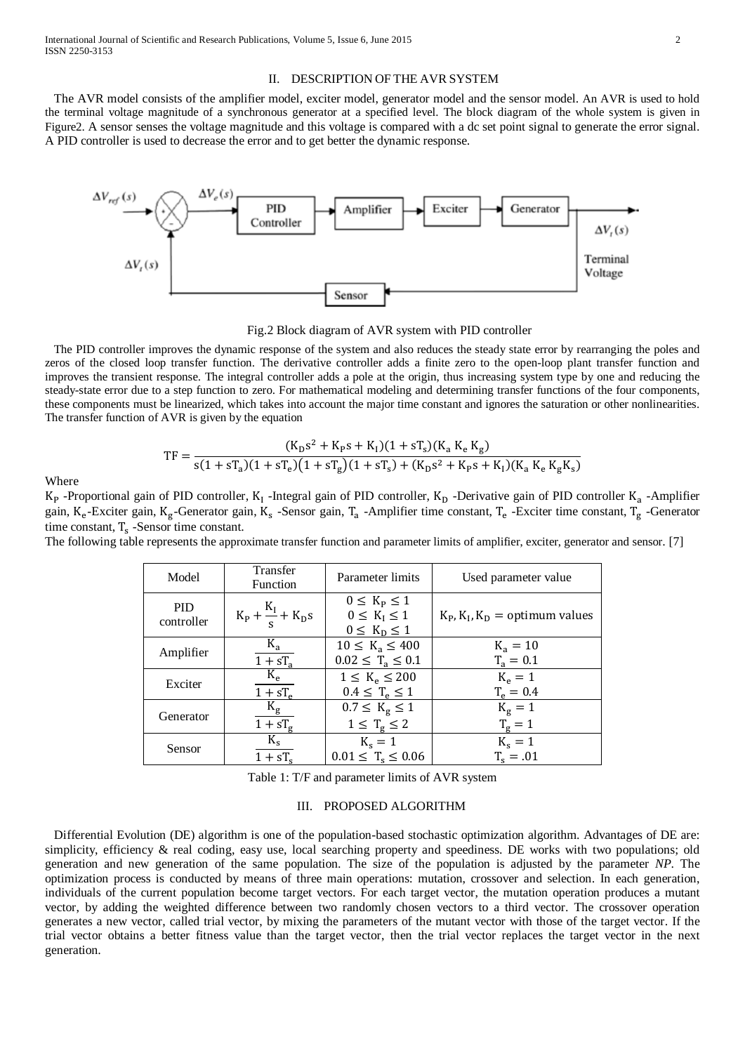## II. DESCRIPTION OF THE AVR SYSTEM

The AVR model consists of the amplifier model, exciter model, generator model and the sensor model. An AVR is used to hold the terminal voltage magnitude of a synchronous generator at a specified level. The block diagram of the whole system is given in Figure2. A sensor senses the voltage magnitude and this voltage is compared with a dc set point signal to generate the error signal. A PID controller is used to decrease the error and to get better the dynamic response.

Fig.2 Block diagram of AVR system with PID controller

The PID controller improves the dynamic response of the system and also reduces the steady state error by rearranging the poles and zeros of the closed loop transfer function. The derivative controller adds a finite zero to the open-loop plant transfer function and improves the transient response. The integral controller adds a pole at the origin, thus increasing system type by one and reducing the steady-state error due to a step function to zero. For mathematical modeling and determining transfer functions of the four components, these components must be linearized, which takes into account the major time constant and ignores the saturation or other nonlinearities. The transfer function of AVR is given by the equation

$$TF = \frac{(K_D s^2 + K_P s + K_I)(1 + sT_s)(K_a\, K_e\, K_g)}{s(1 + sT_a)(1 + sT_e)(1 + sT_g)(1 + sT_s) + (K_D s^2 + K_P s + K_I)(K_a\, K_e\, K_g K_s)}$$

Where

$K_P$ -Proportional gain of PID controller, $K_I$ -Integral gain of PID controller, $K_D$ -Derivative gain of PID controller $K_a$ -Amplifier gain, $K_e$-Exciter gain, $K_g$-Generator gain, $K_s$ -Sensor gain, $T_a$ -Amplifier time constant, $T_e$ -Exciter time constant, $T_g$ -Generator time constant, $T_s$ -Sensor time constant.

The following table represents the approximate transfer function and parameter limits of amplifier, exciter, generator and sensor. [7]

| Model | Transfer Function | Parameter limits | Used parameter value |
|---|---|---|---|
| PID controller | $K_P + \frac{K_I}{s} + K_D s$ | $0 \leq K_P \leq 1$<br>$0 \leq K_I \leq 1$<br>$0 \leq K_D \leq 1$ | $K_P, K_I, K_D =$ optimum values |
| Amplifier | $\frac{K_a}{1 + sT_a}$ | $10 \leq K_a \leq 400$<br>$0.02 \leq T_a \leq 0.1$ | $K_a = 10$<br>$T_a = 0.1$ |
| Exciter | $\frac{K_e}{1 + sT_e}$ | $1 \leq K_e \leq 200$<br>$0.4 \leq T_e \leq 1$ | $K_e = 1$<br>$T_e = 0.4$ |
| Generator | $\frac{K_g}{1 + sT_g}$ | $0.7 \leq K_g \leq 1$<br>$1 \leq T_g \leq 2$ | $K_g = 1$<br>$T_g = 1$ |
| Sensor | $\frac{K_s}{1 + sT_s}$ | $K_s = 1$<br>$0.01 \leq T_s \leq 0.06$ | $K_s = 1$<br>$T_s = .01$ |

Table 1: T/F and parameter limits of AVR system

## III. PROPOSED ALGORITHM

Differential Evolution (DE) algorithm is one of the population-based stochastic optimization algorithm. Advantages of DE are: simplicity, efficiency & real coding, easy use, local searching property and speediness. DE works with two populations; old generation and new generation of the same population. The size of the population is adjusted by the parameter *NP*. The optimization process is conducted by means of three main operations: mutation, crossover and selection. In each generation, individuals of the current population become target vectors. For each target vector, the mutation operation produces a mutant vector, by adding the weighted difference between two randomly chosen vectors to a third vector. The crossover operation generates a new vector, called trial vector, by mixing the parameters of the mutant vector with those of the target vector. If the trial vector obtains a better fitness value than the target vector, then the trial vector replaces the target vector in the next generation.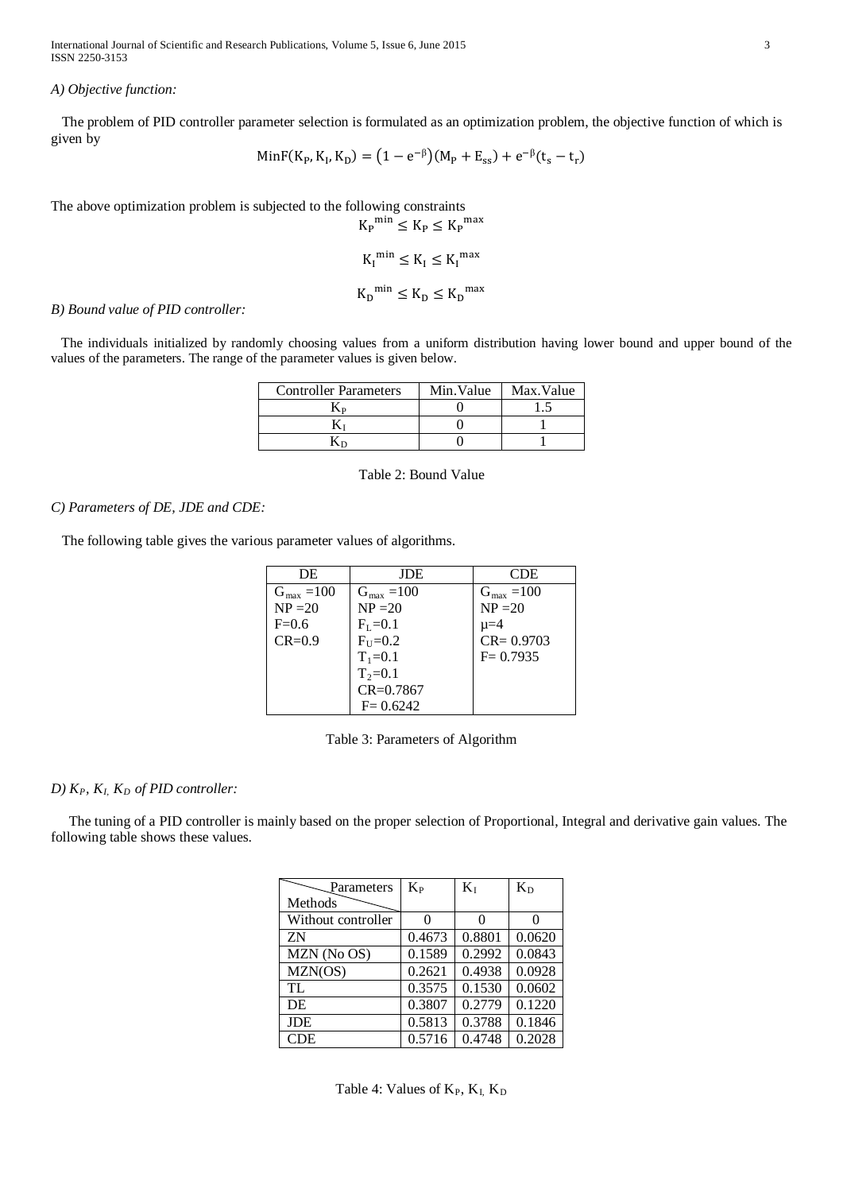*A) Objective function:*

The problem of PID controller parameter selection is formulated as an optimization problem, the objective function of which is given by

$$\mathrm{MinF}(K_P, K_I, K_D) = \left(1 - e^{-\beta}\right)(M_P + E_{ss}) + e^{-\beta}(t_s - t_r)$$

The above optimization problem is subjected to the following constraints

$$K_P^{\min} \le K_P \le K_P^{\max}$$

$$K_I^{\min} \le K_I \le K_I^{\max}$$

$$K_D^{\min} \le K_D \le K_D^{\max}$$

*B) Bound value of PID controller:*

The individuals initialized by randomly choosing values from a uniform distribution having lower bound and upper bound of the values of the parameters. The range of the parameter values is given below.

| Controller Parameters | Min.Value | Max.Value |
|---|---|---|
| $K_P$ | 0 | 1.5 |
| $K_I$ | 0 | 1 |
| $K_D$ | 0 | 1 |

Table 2: Bound Value

*C) Parameters of DE, JDE and CDE:*

The following table gives the various parameter values of algorithms.

| DE | JDE | CDE |
|---|---|---|
| $G_{max}$ =100 | $G_{max}$ =100 | $G_{max}$ =100 |
| NP =20 | NP =20 | NP =20 |
| F=0.6 | $F_L$=0.1 | μ=4 |
| CR=0.9 | $F_U$=0.2 | CR= 0.9703 |
| | $T_1$=0.1 | F= 0.7935 |
| | $T_2$=0.1 | |
| | CR=0.7867 | |
| | F= 0.6242 | |

Table 3: Parameters of Algorithm

*D) $K_P$, $K_I$, $K_D$ of PID controller:*

The tuning of a PID controller is mainly based on the proper selection of Proportional, Integral and derivative gain values. The following table shows these values.

| Parameters / Methods | $K_P$ | $K_I$ | $K_D$ |
|---|---|---|---|
| Without controller | 0 | 0 | 0 |
| ZN | 0.4673 | 0.8801 | 0.0620 |
| MZN (No OS) | 0.1589 | 0.2992 | 0.0843 |
| MZN(OS) | 0.2621 | 0.4938 | 0.0928 |
| TL | 0.3575 | 0.1530 | 0.0602 |
| DE | 0.3807 | 0.2779 | 0.1220 |
| JDE | 0.5813 | 0.3788 | 0.1846 |
| CDE | 0.5716 | 0.4748 | 0.2028 |

Table 4: Values of $K_P$, $K_I$, $K_D$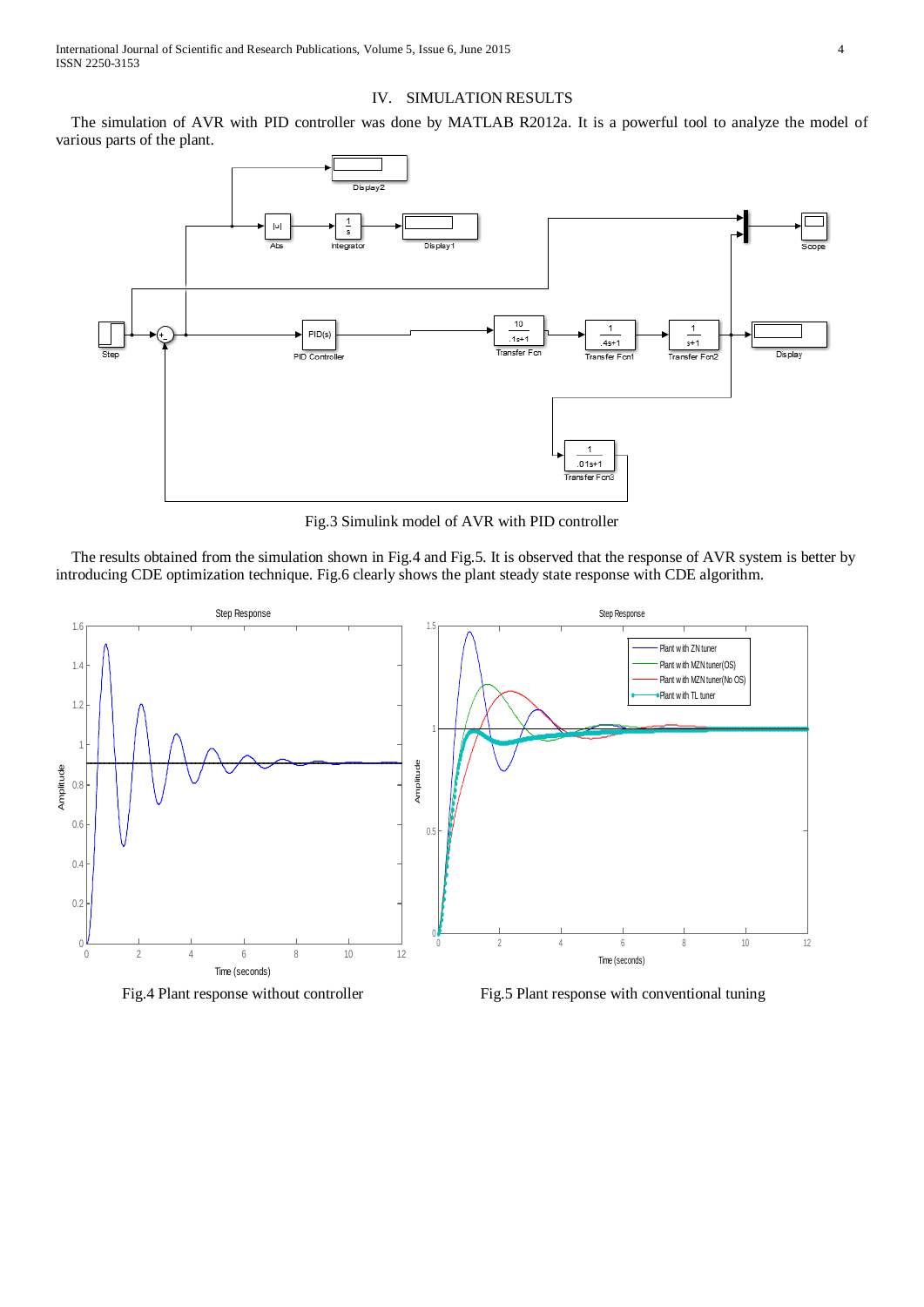## IV. SIMULATION RESULTS

The simulation of AVR with PID controller was done by MATLAB R2012a. It is a powerful tool to analyze the model of various parts of the plant.

Fig.3 Simulink model of AVR with PID controller

The results obtained from the simulation shown in Fig.4 and Fig.5. It is observed that the response of AVR system is better by introducing CDE optimization technique. Fig.6 clearly shows the plant steady state response with CDE algorithm.

Fig.4 Plant response without controller

Fig.5 Plant response with conventional tuning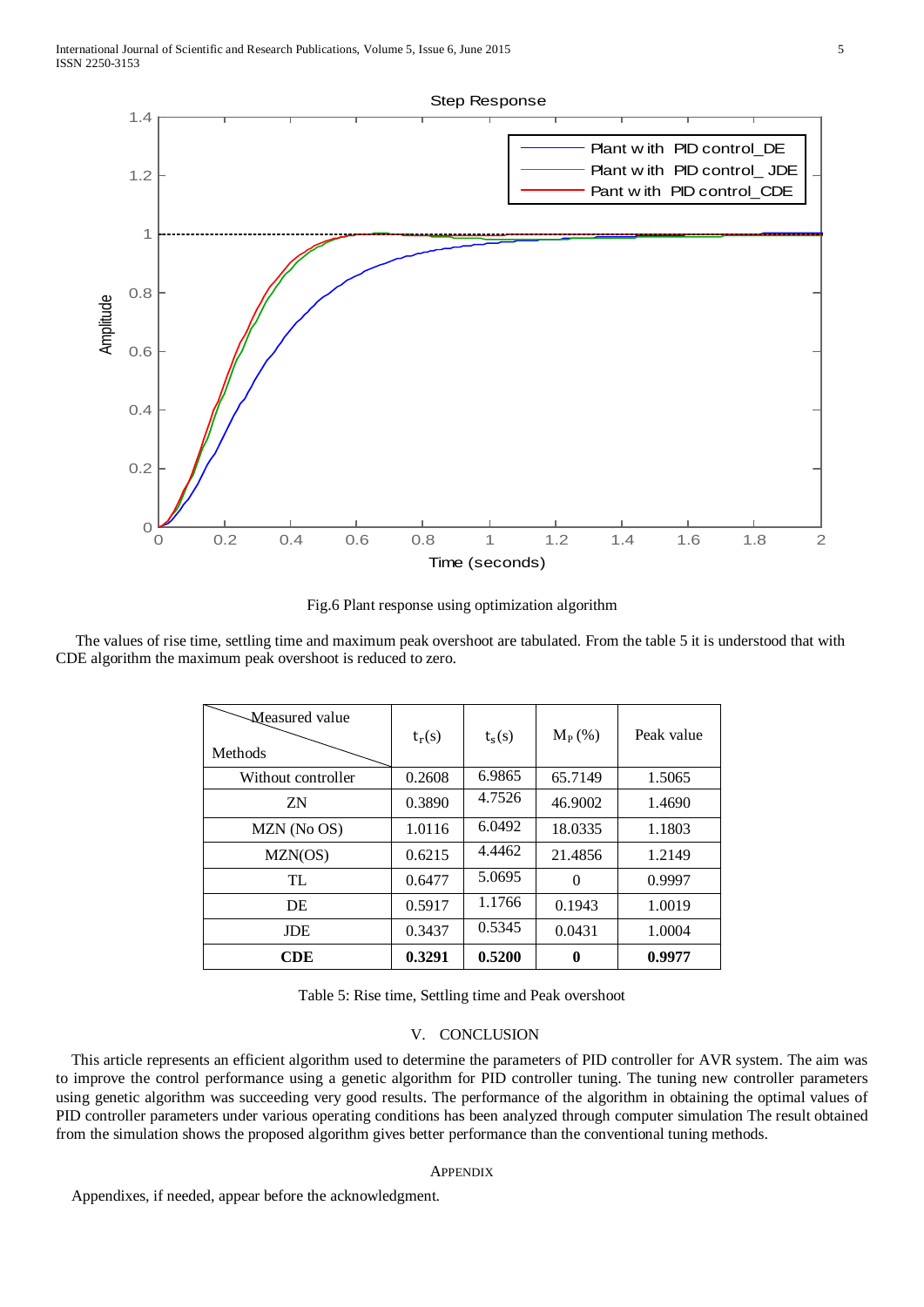Fig.6 Plant response using optimization algorithm

The values of rise time, settling time and maximum peak overshoot are tabulated. From the table 5 it is understood that with CDE algorithm the maximum peak overshoot is reduced to zero.

| Measured value / Methods | $t_r(s)$ | $t_s(s)$ | $M_P$ (%) | Peak value |
|---|---|---|---|---|
| Without controller | 0.2608 | 6.9865 | 65.7149 | 1.5065 |
| ZN | 0.3890 | 4.7526 | 46.9002 | 1.4690 |
| MZN (No OS) | 1.0116 | 6.0492 | 18.0335 | 1.1803 |
| MZN(OS) | 0.6215 | 4.4462 | 21.4856 | 1.2149 |
| TL | 0.6477 | 5.0695 | 0 | 0.9997 |
| DE | 0.5917 | 1.1766 | 0.1943 | 1.0019 |
| JDE | 0.3437 | 0.5345 | 0.0431 | 1.0004 |
| **CDE** | **0.3291** | **0.5200** | **0** | **0.9977** |

Table 5: Rise time, Settling time and Peak overshoot

## V. CONCLUSION

This article represents an efficient algorithm used to determine the parameters of PID controller for AVR system. The aim was to improve the control performance using a genetic algorithm for PID controller tuning. The tuning new controller parameters using genetic algorithm was succeeding very good results. The performance of the algorithm in obtaining the optimal values of PID controller parameters under various operating conditions has been analyzed through computer simulation The result obtained from the simulation shows the proposed algorithm gives better performance than the conventional tuning methods.

## APPENDIX

Appendixes, if needed, appear before the acknowledgment.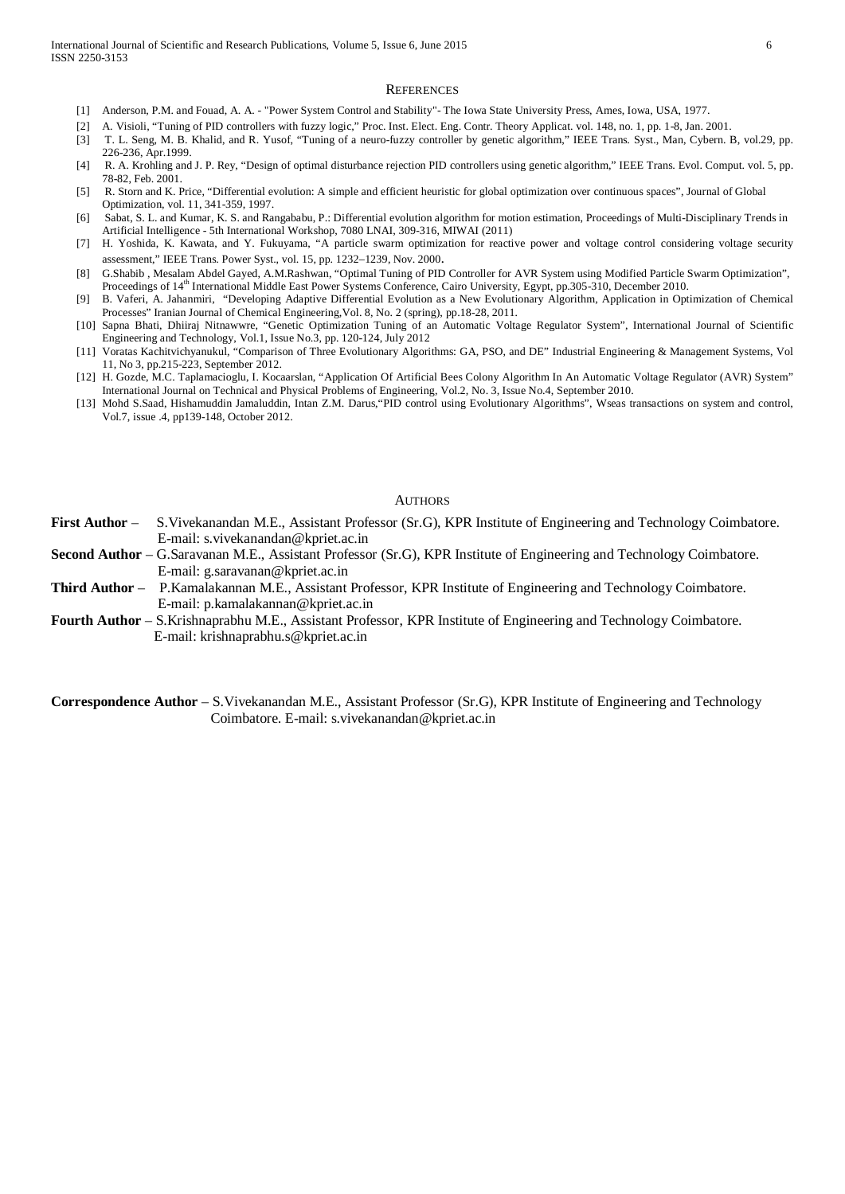## REFERENCES

[1] Anderson, P.M. and Fouad, A. A. - "Power System Control and Stability"- The Iowa State University Press, Ames, Iowa, USA, 1977.

[2] A. Visioli, "Tuning of PID controllers with fuzzy logic," Proc. Inst. Elect. Eng. Contr. Theory Applicat. vol. 148, no. 1, pp. 1-8, Jan. 2001.

[3] T. L. Seng, M. B. Khalid, and R. Yusof, "Tuning of a neuro-fuzzy controller by genetic algorithm," IEEE Trans. Syst., Man, Cybern. B, vol.29, pp. 226-236, Apr.1999.

[4] R. A. Krohling and J. P. Rey, "Design of optimal disturbance rejection PID controllers using genetic algorithm," IEEE Trans. Evol. Comput. vol. 5, pp. 78-82, Feb. 2001.

[5] R. Storn and K. Price, "Differential evolution: A simple and efficient heuristic for global optimization over continuous spaces", Journal of Global Optimization, vol. 11, 341-359, 1997.

[6] Sabat, S. L. and Kumar, K. S. and Rangababu, P.: Differential evolution algorithm for motion estimation, Proceedings of Multi-Disciplinary Trends in Artificial Intelligence - 5th International Workshop, 7080 LNAI, 309-316, MIWAI (2011)

[7] H. Yoshida, K. Kawata, and Y. Fukuyama, "A particle swarm optimization for reactive power and voltage control considering voltage security assessment," IEEE Trans. Power Syst., vol. 15, pp. 1232–1239, Nov. 2000.

[8] G.Shabib , Mesalam Abdel Gayed, A.M.Rashwan, "Optimal Tuning of PID Controller for AVR System using Modified Particle Swarm Optimization", Proceedings of 14th International Middle East Power Systems Conference, Cairo University, Egypt, pp.305-310, December 2010.

[9] B. Vaferi, A. Jahanmiri, "Developing Adaptive Differential Evolution as a New Evolutionary Algorithm, Application in Optimization of Chemical Processes" Iranian Journal of Chemical Engineering,Vol. 8, No. 2 (spring), pp.18-28, 2011.

[10] Sapna Bhati, Dhiiraj Nitnawwre, "Genetic Optimization Tuning of an Automatic Voltage Regulator System", International Journal of Scientific Engineering and Technology, Vol.1, Issue No.3, pp. 120-124, July 2012

[11] Voratas Kachitvichyanukul, "Comparison of Three Evolutionary Algorithms: GA, PSO, and DE" Industrial Engineering & Management Systems, Vol 11, No 3, pp.215-223, September 2012.

[12] H. Gozde, M.C. Taplamacioglu, I. Kocaarslan, "Application Of Artificial Bees Colony Algorithm In An Automatic Voltage Regulator (AVR) System" International Journal on Technical and Physical Problems of Engineering, Vol.2, No. 3, Issue No.4, September 2010.

[13] Mohd S.Saad, Hishamuddin Jamaluddin, Intan Z.M. Darus,"PID control using Evolutionary Algorithms", Wseas transactions on system and control, Vol.7, issue .4, pp139-148, October 2012.

## AUTHORS

**First Author** – S.Vivekanandan M.E., Assistant Professor (Sr.G), KPR Institute of Engineering and Technology Coimbatore. E-mail: s.vivekanandan@kpriet.ac.in

**Second Author** – G.Saravanan M.E., Assistant Professor (Sr.G), KPR Institute of Engineering and Technology Coimbatore. E-mail: g.saravanan@kpriet.ac.in

**Third Author** – P.Kamalakannan M.E., Assistant Professor, KPR Institute of Engineering and Technology Coimbatore. E-mail: p.kamalakannan@kpriet.ac.in

**Fourth Author** – S.Krishnaprabhu M.E., Assistant Professor, KPR Institute of Engineering and Technology Coimbatore. E-mail: krishnaprabhu.s@kpriet.ac.in

**Correspondence Author** – S.Vivekanandan M.E., Assistant Professor (Sr.G), KPR Institute of Engineering and Technology Coimbatore. E-mail: s.vivekanandan@kpriet.ac.in